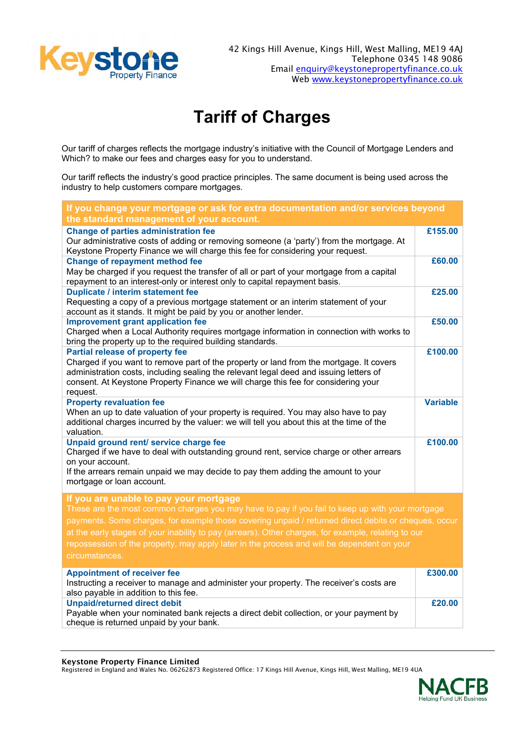Keystone Property Finance

42 Kings Hill Avenue, Kings Hill, West Malling, ME19 4AJ
Telephone 0345 148 9086
Email enquiry@keystonepropertyfinance.co.uk
Web www.keystonepropertyfinance.co.uk

# Tariff of Charges

Our tariff of charges reflects the mortgage industry's initiative with the Council of Mortgage Lenders and Which? to make our fees and charges easy for you to understand.

Our tariff reflects the industry's good practice principles. The same document is being used across the industry to help customers compare mortgages.

| If you change your mortgage or ask for extra documentation and/or services beyond the standard management of your account. | |
|---|---|
| **Change of parties administration fee**<br>Our administrative costs of adding or removing someone (a 'party') from the mortgage. At Keystone Property Finance we will charge this fee for considering your request. | **£155.00** |
| **Change of repayment method fee**<br>May be charged if you request the transfer of all or part of your mortgage from a capital repayment to an interest-only or interest only to capital repayment basis. | **£60.00** |
| **Duplicate / interim statement fee**<br>Requesting a copy of a previous mortgage statement or an interim statement of your account as it stands. It might be paid by you or another lender. | **£25.00** |
| **Improvement grant application fee**<br>Charged when a Local Authority requires mortgage information in connection with works to bring the property up to the required building standards. | **£50.00** |
| **Partial release of property fee**<br>Charged if you want to remove part of the property or land from the mortgage. It covers administration costs, including sealing the relevant legal deed and issuing letters of consent. At Keystone Property Finance we will charge this fee for considering your request. | **£100.00** |
| **Property revaluation fee**<br>When an up to date valuation of your property is required. You may also have to pay additional charges incurred by the valuer: we will tell you about this at the time of the valuation. | **Variable** |
| **Unpaid ground rent/ service charge fee**<br>Charged if we have to deal with outstanding ground rent, service charge or other arrears on your account.<br>If the arrears remain unpaid we may decide to pay them adding the amount to your mortgage or loan account. | **£100.00** |

| If you are unable to pay your mortgage<br>These are the most common charges you may have to pay if you fail to keep up with your mortgage payments. Some charges, for example those covering unpaid / returned direct debits or cheques, occur at the early stages of your inability to pay (arrears). Other charges, for example, relating to our repossession of the property, may apply later in the process and will be dependent on your circumstances. | |
|---|---|
| **Appointment of receiver fee**<br>Instructing a receiver to manage and administer your property. The receiver's costs are also payable in addition to this fee. | **£300.00** |
| **Unpaid/returned direct debit**<br>Payable when your nominated bank rejects a direct debit collection, or your payment by cheque is returned unpaid by your bank. | **£20.00** |

**Keystone Property Finance Limited**
Registered in England and Wales No. 06262873 Registered Office: 17 Kings Hill Avenue, Kings Hill, West Malling, ME19 4UA

NACFB Helping Fund UK Business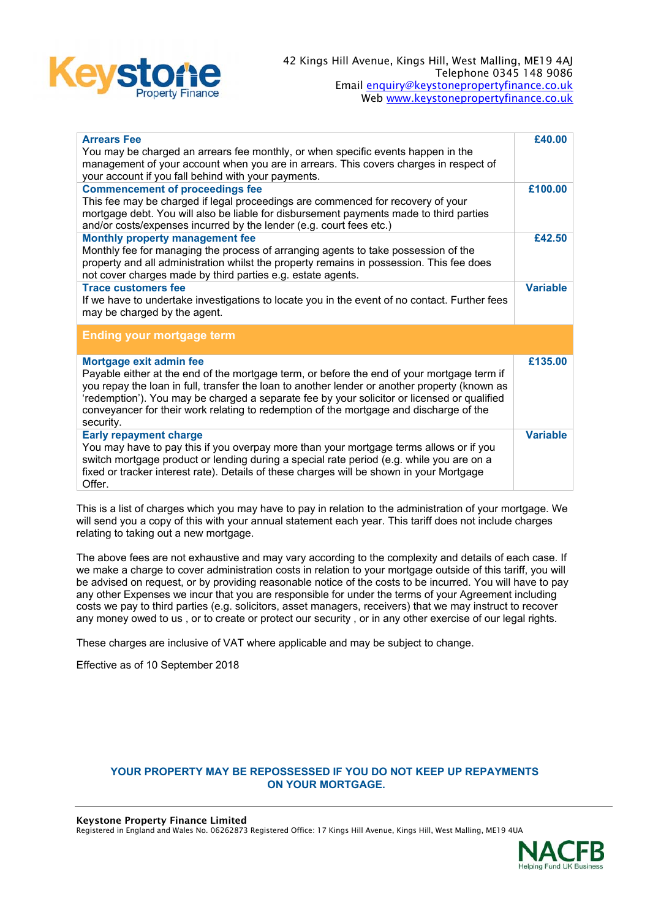Keystone Property Finance

42 Kings Hill Avenue, Kings Hill, West Malling, ME19 4AJ
Telephone 0345 148 9086
Email enquiry@keystonepropertyfinance.co.uk
Web www.keystonepropertyfinance.co.uk

| | |
|---|---|
| **Arrears Fee**<br>You may be charged an arrears fee monthly, or when specific events happen in the management of your account when you are in arrears. This covers charges in respect of your account if you fall behind with your payments. | **£40.00** |
| **Commencement of proceedings fee**<br>This fee may be charged if legal proceedings are commenced for recovery of your mortgage debt. You will also be liable for disbursement payments made to third parties and/or costs/expenses incurred by the lender (e.g. court fees etc.) | **£100.00** |
| **Monthly property management fee**<br>Monthly fee for managing the process of arranging agents to take possession of the property and all administration whilst the property remains in possession. This fee does not cover charges made by third parties e.g. estate agents. | **£42.50** |
| **Trace customers fee**<br>If we have to undertake investigations to locate you in the event of no contact. Further fees may be charged by the agent. | **Variable** |
| **Ending your mortgage term** | |
| **Mortgage exit admin fee**<br>Payable either at the end of the mortgage term, or before the end of your mortgage term if you repay the loan in full, transfer the loan to another lender or another property (known as 'redemption'). You may be charged a separate fee by your solicitor or licensed or qualified conveyancer for their work relating to redemption of the mortgage and discharge of the security. | **£135.00** |
| **Early repayment charge**<br>You may have to pay this if you overpay more than your mortgage terms allows or if you switch mortgage product or lending during a special rate period (e.g. while you are on a fixed or tracker interest rate). Details of these charges will be shown in your Mortgage Offer. | **Variable** |

This is a list of charges which you may have to pay in relation to the administration of your mortgage. We will send you a copy of this with your annual statement each year. This tariff does not include charges relating to taking out a new mortgage.

The above fees are not exhaustive and may vary according to the complexity and details of each case. If we make a charge to cover administration costs in relation to your mortgage outside of this tariff, you will be advised on request, or by providing reasonable notice of the costs to be incurred. You will have to pay any other Expenses we incur that you are responsible for under the terms of your Agreement including costs we pay to third parties (e.g. solicitors, asset managers, receivers) that we may instruct to recover any money owed to us , or to create or protect our security , or in any other exercise of our legal rights.

These charges are inclusive of VAT where applicable and may be subject to change.

Effective as of 10 September 2018

**YOUR PROPERTY MAY BE REPOSSESSED IF YOU DO NOT KEEP UP REPAYMENTS ON YOUR MORTGAGE.**

**Keystone Property Finance Limited**
Registered in England and Wales No. 06262873 Registered Office: 17 Kings Hill Avenue, Kings Hill, West Malling, ME19 4UA

NACFB Helping Fund UK Business